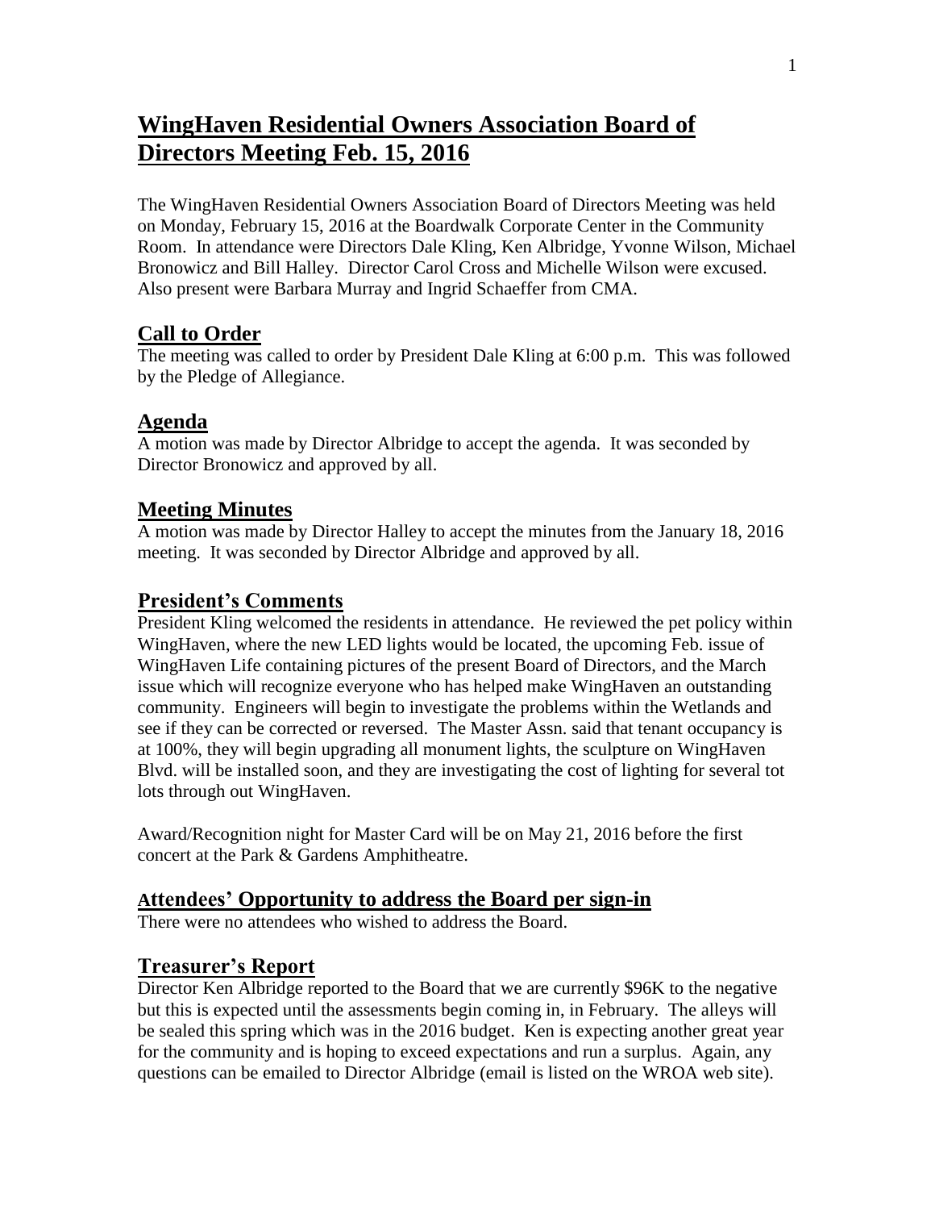# WingHaven Residential Owners Association Board of Directors Meeting Feb. 15, 2016

The WingHaven Residential Owners Association Board of Directors Meeting was held on Monday, February 15, 2016 at the Boardwalk Corporate Center in the Community Room. In attendance were Directors Dale Kling, Ken Albridge, Yvonne Wilson, Michael Bronowicz and Bill Halley. Director Carol Cross and Michelle Wilson were excused. Also present were Barbara Murray and Ingrid Schaeffer from CMA.

## Call to Order

The meeting was called to order by President Dale Kling at 6:00 p.m. This was followed by the Pledge of Allegiance.

## Agenda

A motion was made by Director Albridge to accept the agenda. It was seconded by Director Bronowicz and approved by all.

## Meeting Minutes

A motion was made by Director Halley to accept the minutes from the January 18, 2016 meeting. It was seconded by Director Albridge and approved by all.

## President's Comments

President Kling welcomed the residents in attendance. He reviewed the pet policy within WingHaven, where the new LED lights would be located, the upcoming Feb. issue of WingHaven Life containing pictures of the present Board of Directors, and the March issue which will recognize everyone who has helped make WingHaven an outstanding community. Engineers will begin to investigate the problems within the Wetlands and see if they can be corrected or reversed. The Master Assn. said that tenant occupancy is at 100%, they will begin upgrading all monument lights, the sculpture on WingHaven Blvd. will be installed soon, and they are investigating the cost of lighting for several tot lots through out WingHaven.

Award/Recognition night for Master Card will be on May 21, 2016 before the first concert at the Park & Gardens Amphitheatre.

## Attendees' Opportunity to address the Board per sign-in

There were no attendees who wished to address the Board.

## Treasurer's Report

Director Ken Albridge reported to the Board that we are currently $96K to the negative but this is expected until the assessments begin coming in, in February. The alleys will be sealed this spring which was in the 2016 budget. Ken is expecting another great year for the community and is hoping to exceed expectations and run a surplus. Again, any questions can be emailed to Director Albridge (email is listed on the WROA web site).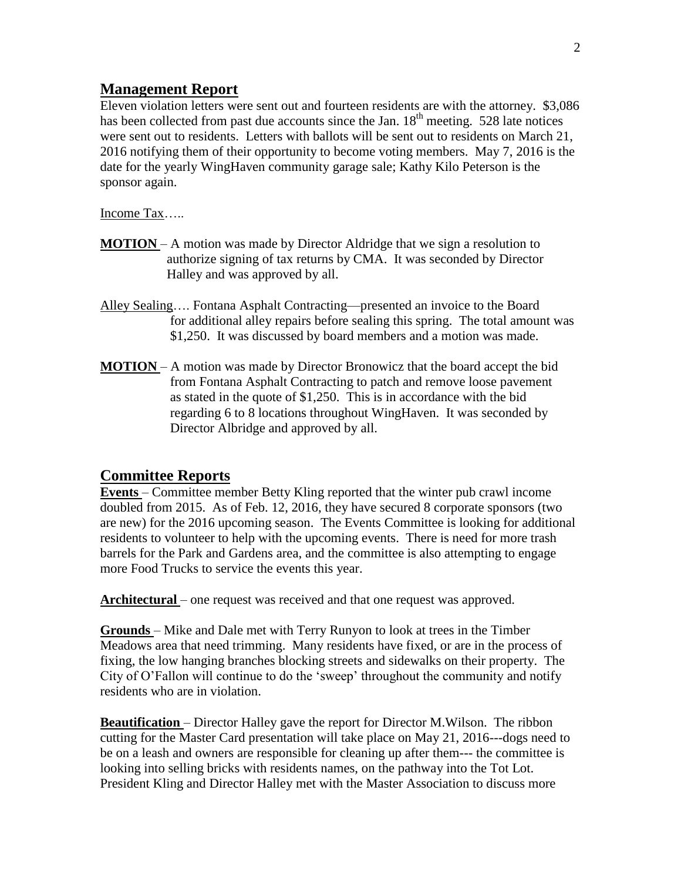## Management Report

Eleven violation letters were sent out and fourteen residents are with the attorney. $3,086 has been collected from past due accounts since the Jan. 18th meeting. 528 late notices were sent out to residents. Letters with ballots will be sent out to residents on March 21, 2016 notifying them of their opportunity to become voting members. May 7, 2016 is the date for the yearly WingHaven community garage sale; Kathy Kilo Peterson is the sponsor again.

Income Tax…..

**MOTION** – A motion was made by Director Aldridge that we sign a resolution to authorize signing of tax returns by CMA. It was seconded by Director Halley and was approved by all.

Alley Sealing…. Fontana Asphalt Contracting—presented an invoice to the Board for additional alley repairs before sealing this spring. The total amount was $1,250. It was discussed by board members and a motion was made.

**MOTION** – A motion was made by Director Bronowicz that the board accept the bid from Fontana Asphalt Contracting to patch and remove loose pavement as stated in the quote of $1,250. This is in accordance with the bid regarding 6 to 8 locations throughout WingHaven. It was seconded by Director Albridge and approved by all.

## Committee Reports

**Events** – Committee member Betty Kling reported that the winter pub crawl income doubled from 2015. As of Feb. 12, 2016, they have secured 8 corporate sponsors (two are new) for the 2016 upcoming season. The Events Committee is looking for additional residents to volunteer to help with the upcoming events. There is need for more trash barrels for the Park and Gardens area, and the committee is also attempting to engage more Food Trucks to service the events this year.

**Architectural** – one request was received and that one request was approved.

**Grounds** – Mike and Dale met with Terry Runyon to look at trees in the Timber Meadows area that need trimming. Many residents have fixed, or are in the process of fixing, the low hanging branches blocking streets and sidewalks on their property. The City of O'Fallon will continue to do the 'sweep' throughout the community and notify residents who are in violation.

**Beautification** – Director Halley gave the report for Director M.Wilson. The ribbon cutting for the Master Card presentation will take place on May 21, 2016---dogs need to be on a leash and owners are responsible for cleaning up after them--- the committee is looking into selling bricks with residents names, on the pathway into the Tot Lot. President Kling and Director Halley met with the Master Association to discuss more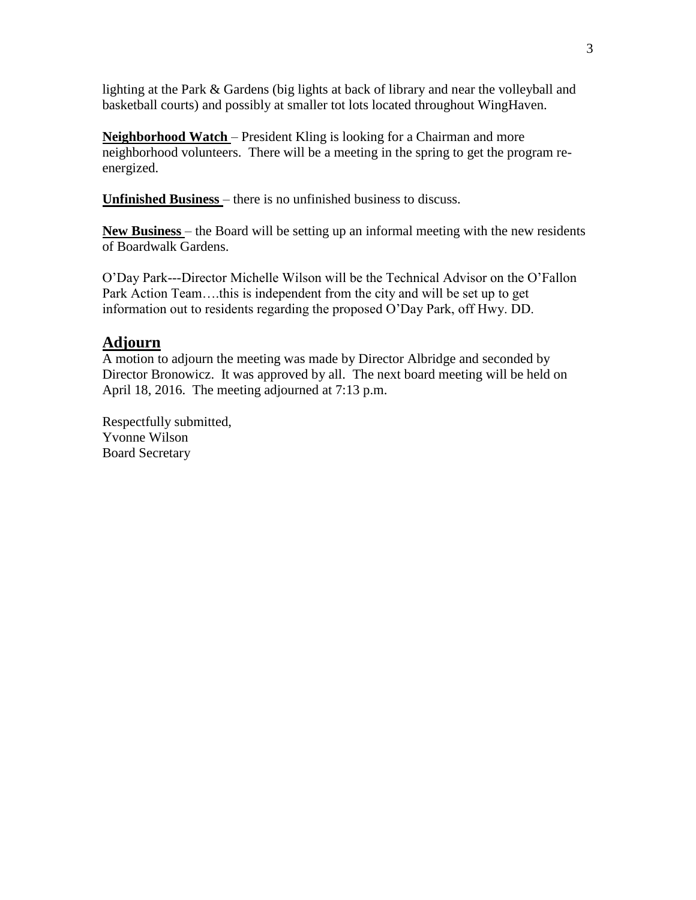lighting at the Park & Gardens (big lights at back of library and near the volleyball and basketball courts) and possibly at smaller tot lots located throughout WingHaven.

**Neighborhood Watch** – President Kling is looking for a Chairman and more neighborhood volunteers. There will be a meeting in the spring to get the program re-energized.

**Unfinished Business** – there is no unfinished business to discuss.

**New Business** – the Board will be setting up an informal meeting with the new residents of Boardwalk Gardens.

O'Day Park---Director Michelle Wilson will be the Technical Advisor on the O'Fallon Park Action Team….this is independent from the city and will be set up to get information out to residents regarding the proposed O'Day Park, off Hwy. DD.

## Adjourn

A motion to adjourn the meeting was made by Director Albridge and seconded by Director Bronowicz. It was approved by all. The next board meeting will be held on April 18, 2016. The meeting adjourned at 7:13 p.m.

Respectfully submitted,
Yvonne Wilson
Board Secretary